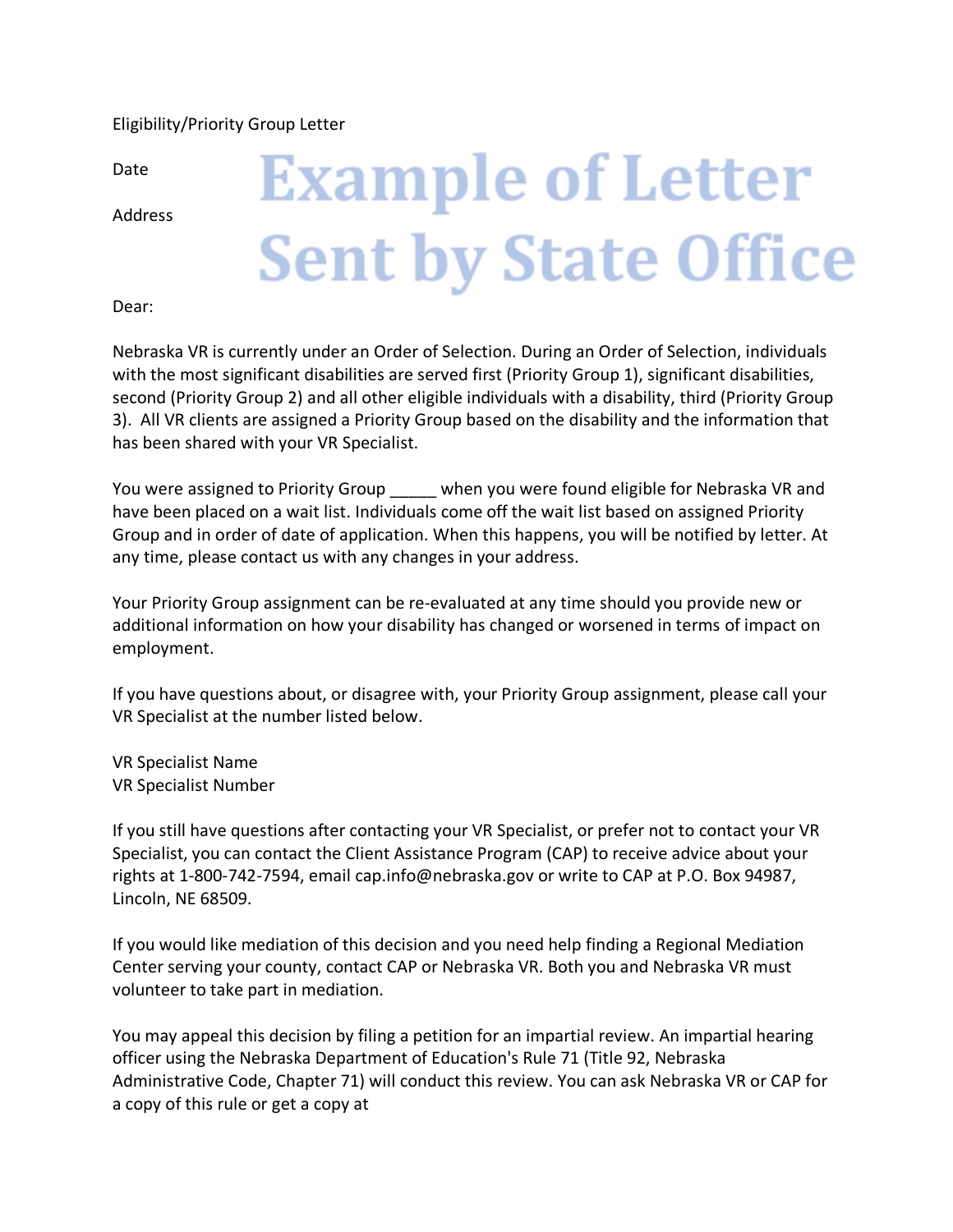Eligibility/Priority Group Letter

Date

Address

Example of Letter Sent by State Office

Dear:

Nebraska VR is currently under an Order of Selection. During an Order of Selection, individuals with the most significant disabilities are served first (Priority Group 1), significant disabilities, second (Priority Group 2) and all other eligible individuals with a disability, third (Priority Group 3). All VR clients are assigned a Priority Group based on the disability and the information that has been shared with your VR Specialist.

You were assigned to Priority Group _____ when you were found eligible for Nebraska VR and have been placed on a wait list. Individuals come off the wait list based on assigned Priority Group and in order of date of application. When this happens, you will be notified by letter. At any time, please contact us with any changes in your address.

Your Priority Group assignment can be re-evaluated at any time should you provide new or additional information on how your disability has changed or worsened in terms of impact on employment.

If you have questions about, or disagree with, your Priority Group assignment, please call your VR Specialist at the number listed below.

VR Specialist Name
VR Specialist Number

If you still have questions after contacting your VR Specialist, or prefer not to contact your VR Specialist, you can contact the Client Assistance Program (CAP) to receive advice about your rights at 1-800-742-7594, email cap.info@nebraska.gov or write to CAP at P.O. Box 94987, Lincoln, NE 68509.

If you would like mediation of this decision and you need help finding a Regional Mediation Center serving your county, contact CAP or Nebraska VR. Both you and Nebraska VR must volunteer to take part in mediation.

You may appeal this decision by filing a petition for an impartial review. An impartial hearing officer using the Nebraska Department of Education's Rule 71 (Title 92, Nebraska Administrative Code, Chapter 71) will conduct this review. You can ask Nebraska VR or CAP for a copy of this rule or get a copy at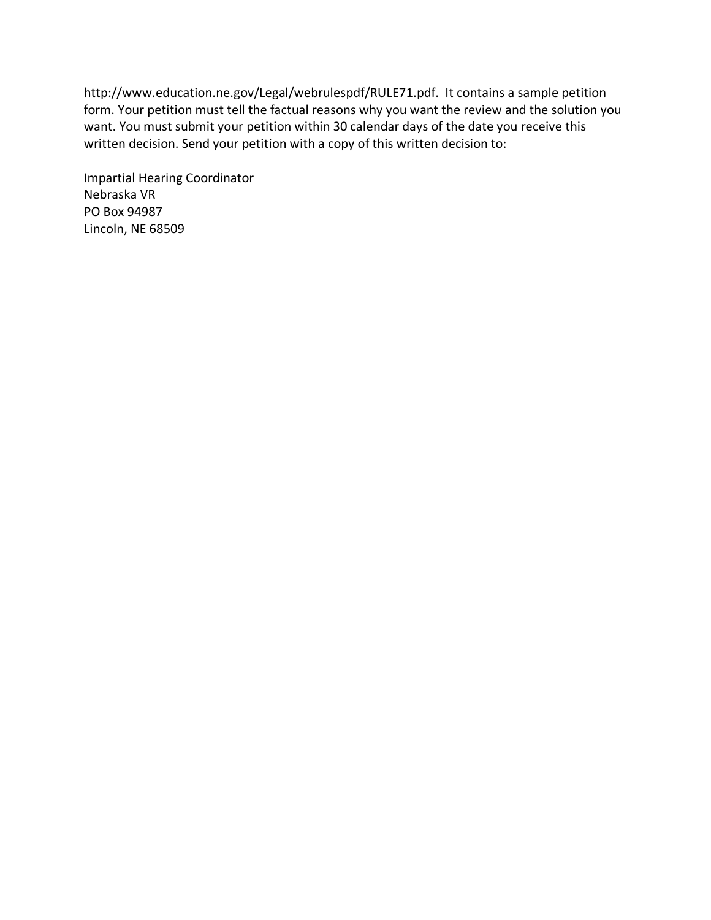http://www.education.ne.gov/Legal/webrulespdf/RULE71.pdf. It contains a sample petition form. Your petition must tell the factual reasons why you want the review and the solution you want. You must submit your petition within 30 calendar days of the date you receive this written decision. Send your petition with a copy of this written decision to:

Impartial Hearing Coordinator  
Nebraska VR  
PO Box 94987  
Lincoln, NE 68509